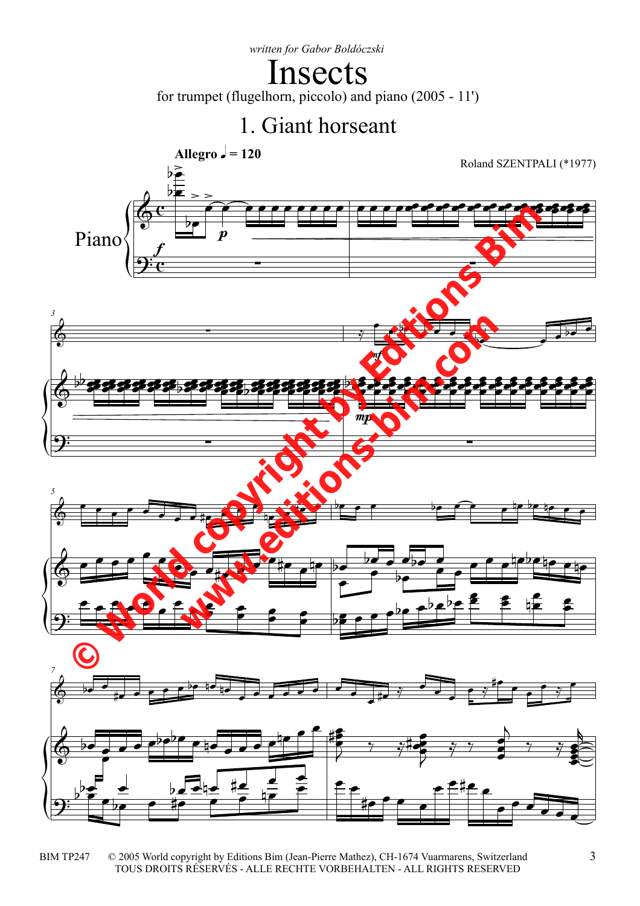*written for Gabor Boldóczski*

# Insects

for trumpet (flugelhorn, piccolo) and piano (2005 - 11')

## 1. Giant horseant

**Allegro** ♩ = 120

Roland SZENTPALI (*1977)

Piano

© 2005 World copyright by Editions Bim (Jean-Pierre Mathez), CH-1674 Vuarmarens, Switzerland
TOUS DROITS RÉSERVÉS - ALLE RECHTE VORBEHALTEN - ALL RIGHTS RESERVED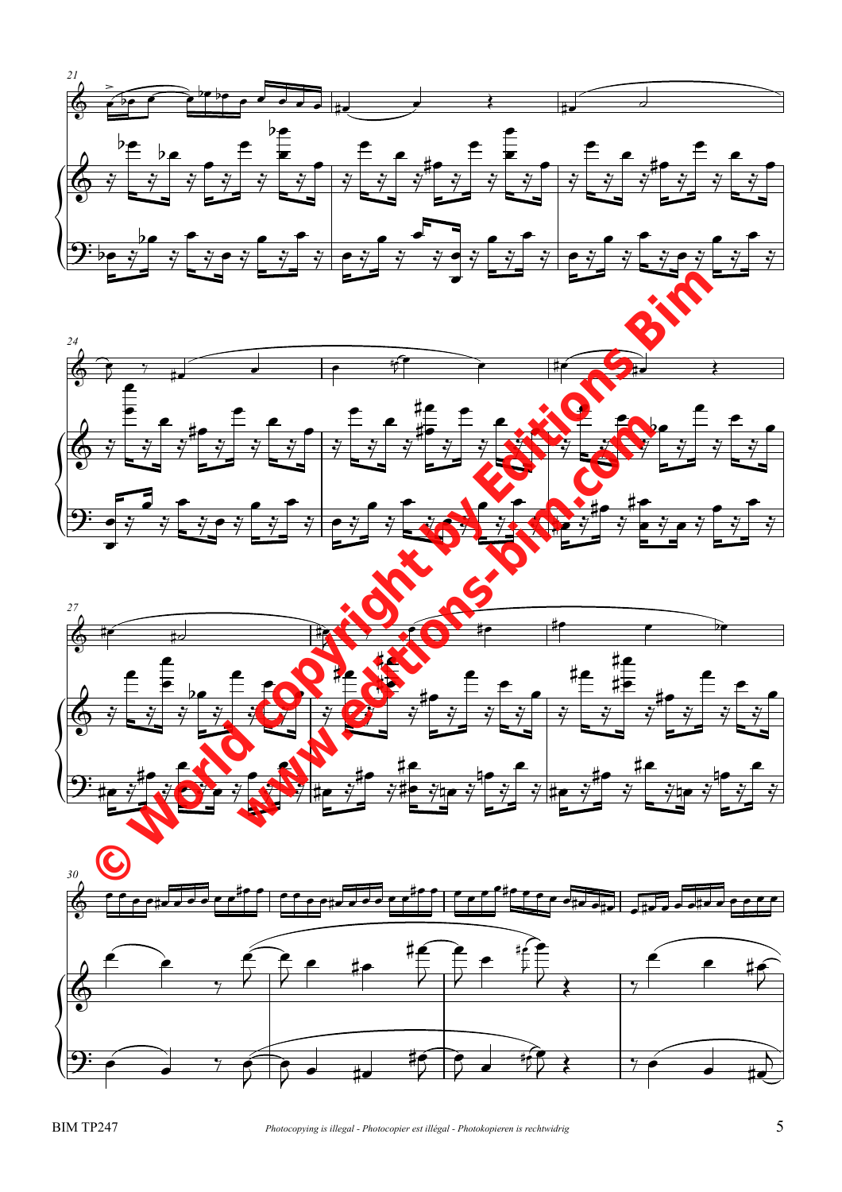© World copyright by Editions Bim
www.editions-bim.com

Photocopying is illegal - Photocopier est illégal - Photokopieren is rechtwidrig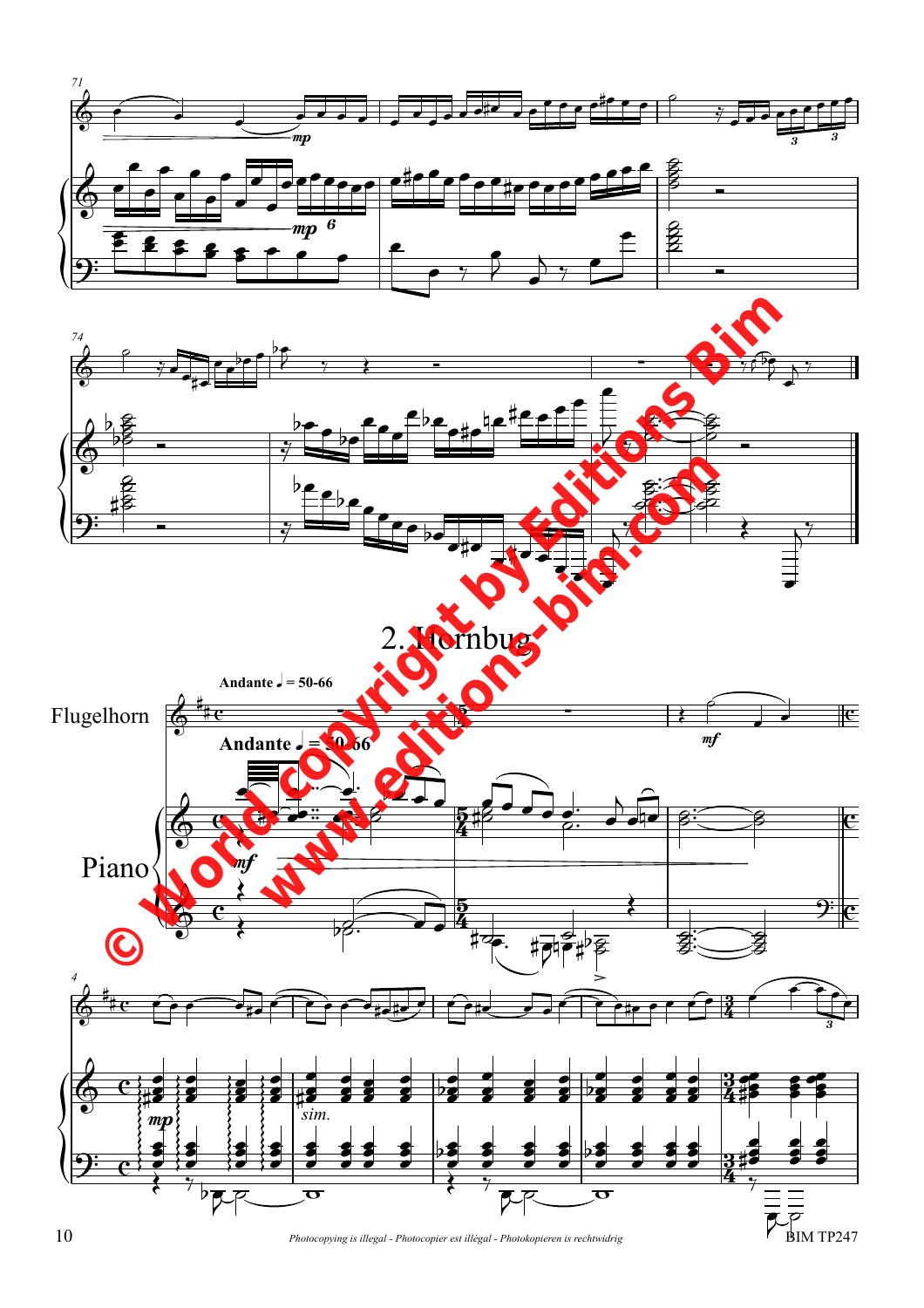## 2. Hornbug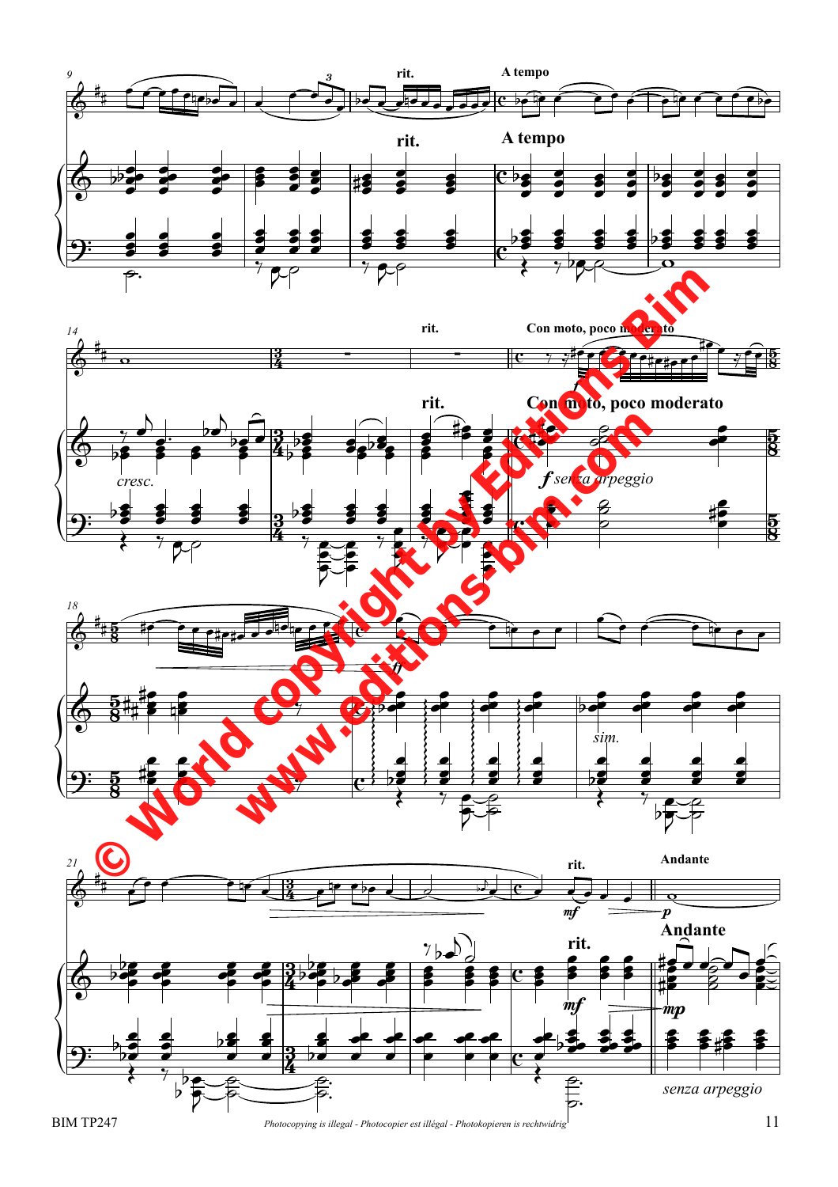rit.

A tempo

rit.

Con moto, poco moderato

*cresc.*

***f*** *senza arpeggio*

***ff***

*sim.*

rit.

Andante

***mf***

***p***

***mp***

*senza arpeggio*

© World copyright by Editions Bim

www.editions-bim.com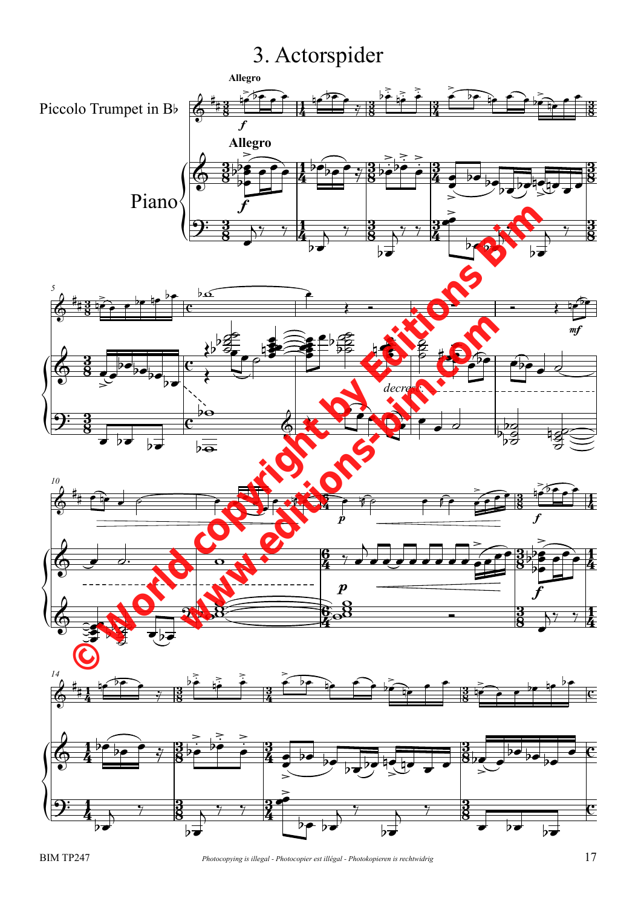# 3. Actorspider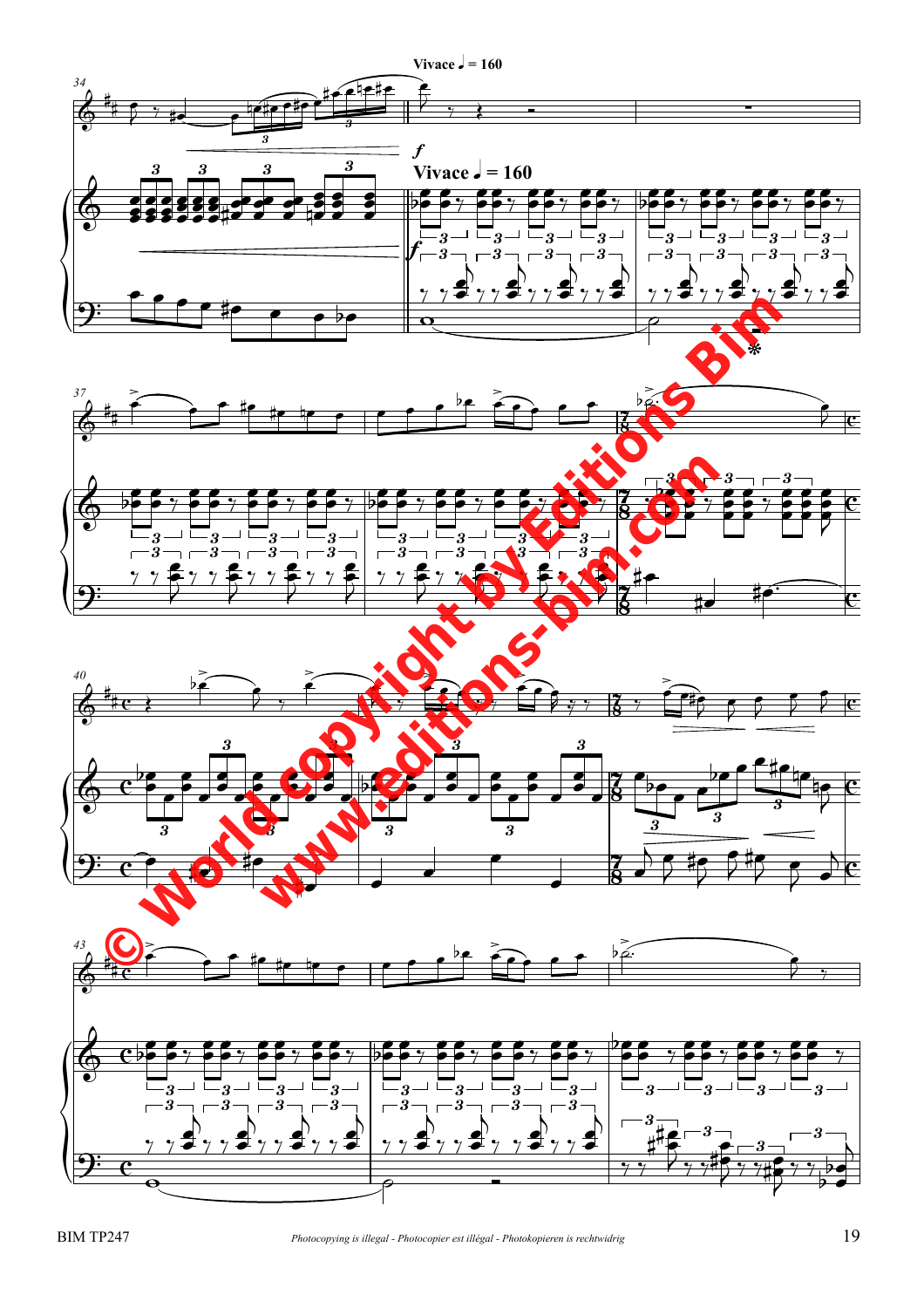Vivace ♩ = 160